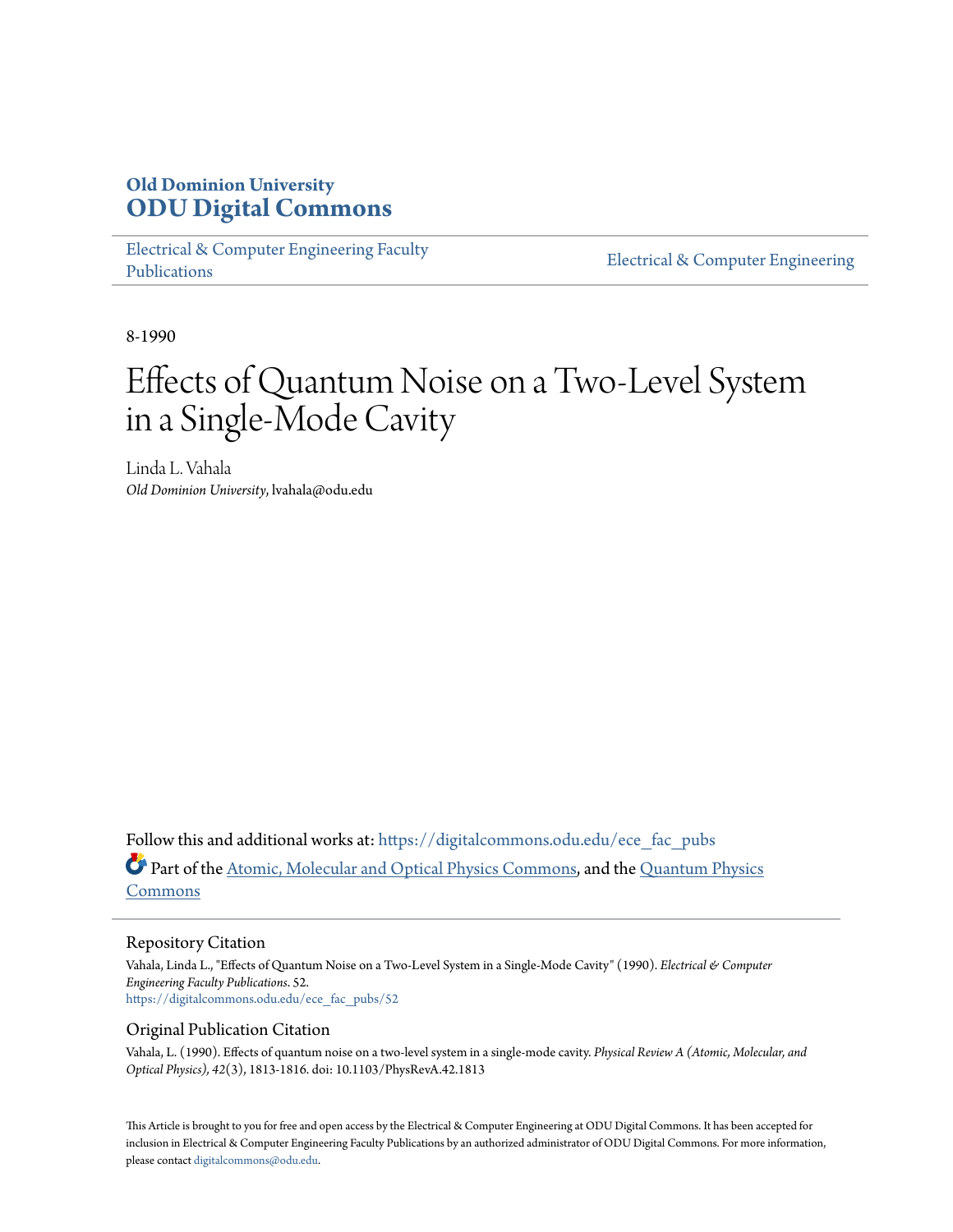**Old Dominion University**
**ODU Digital Commons**

Electrical & Computer Engineering Faculty Publications | Electrical & Computer Engineering

8-1990

# Effects of Quantum Noise on a Two-Level System in a Single-Mode Cavity

Linda L. Vahala
*Old Dominion University*, lvahala@odu.edu

Follow this and additional works at: https://digitalcommons.odu.edu/ece_fac_pubs

Part of the Atomic, Molecular and Optical Physics Commons, and the Quantum Physics Commons

## Repository Citation

Vahala, Linda L., "Effects of Quantum Noise on a Two-Level System in a Single-Mode Cavity" (1990). *Electrical & Computer Engineering Faculty Publications*. 52.
https://digitalcommons.odu.edu/ece_fac_pubs/52

## Original Publication Citation

Vahala, L. (1990). Effects of quantum noise on a two-level system in a single-mode cavity. *Physical Review A (Atomic, Molecular, and Optical Physics), 42*(3), 1813-1816. doi: 10.1103/PhysRevA.42.1813

This Article is brought to you for free and open access by the Electrical & Computer Engineering at ODU Digital Commons. It has been accepted for inclusion in Electrical & Computer Engineering Faculty Publications by an authorized administrator of ODU Digital Commons. For more information, please contact digitalcommons@odu.edu.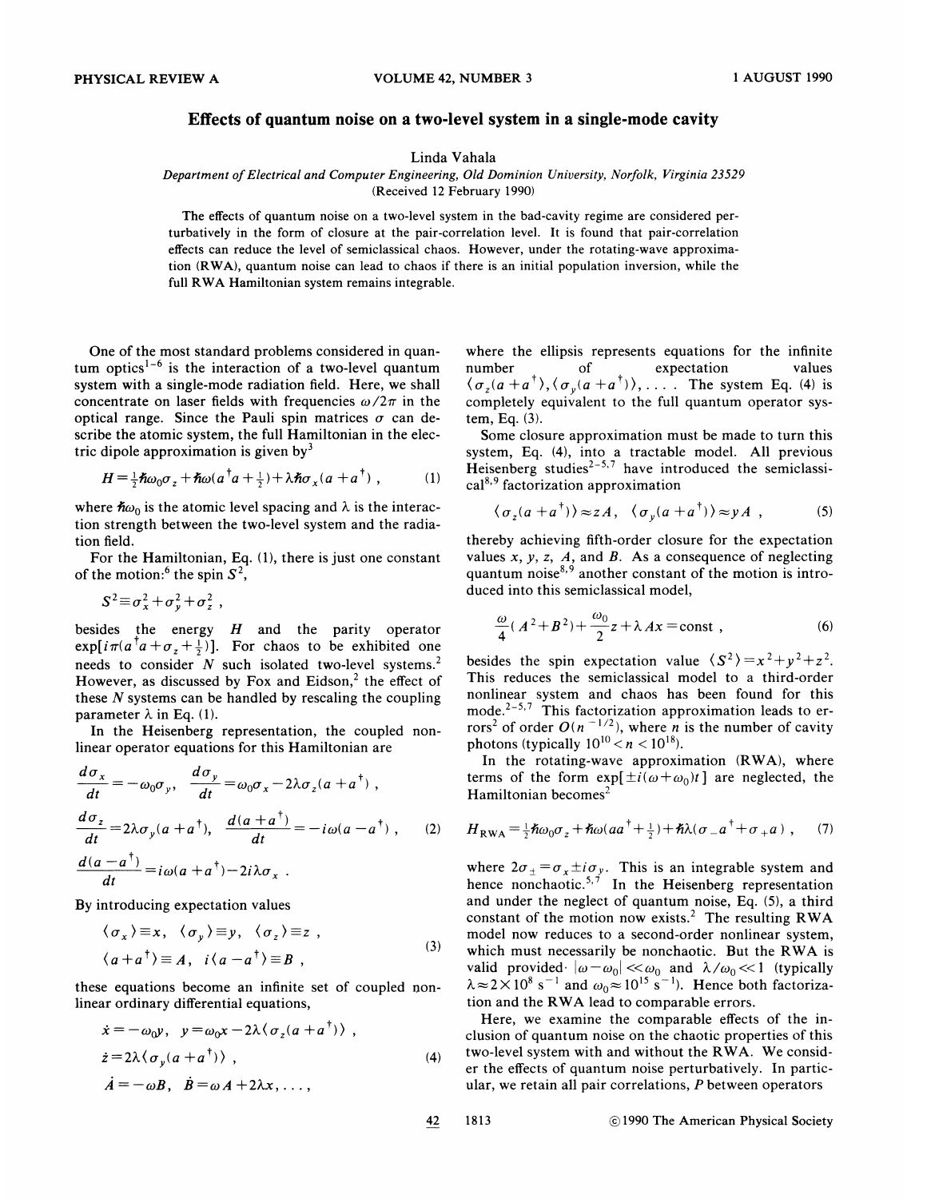# Effects of quantum noise on a two-level system in a single-mode cavity

Linda Vahala

*Department of Electrical and Computer Engineering, Old Dominion University, Norfolk, Virginia 23529*

(Received 12 February 1990)

The effects of quantum noise on a two-level system in the bad-cavity regime are considered perturbatively in the form of closure at the pair-correlation level. It is found that pair-correlation effects can reduce the level of semiclassical chaos. However, under the rotating-wave approximation (RWA), quantum noise can lead to chaos if there is an initial population inversion, while the full RWA Hamiltonian system remains integrable.

One of the most standard problems considered in quantum optics[1-6] is the interaction of a two-level quantum system with a single-mode radiation field. Here, we shall concentrate on laser fields with frequencies $\omega/2\pi$ in the optical range. Since the Pauli spin matrices $\sigma$ can describe the atomic system, the full Hamiltonian in the electric dipole approximation is given by[3]

$$H = \tfrac{1}{2}\hbar\omega_0\sigma_z + \hbar\omega(a^\dagger a + \tfrac{1}{2}) + \lambda\hbar\sigma_x(a + a^\dagger) , \qquad (1)$$

where $\hbar\omega_0$ is the atomic level spacing and $\lambda$ is the interaction strength between the two-level system and the radiation field.

For the Hamiltonian, Eq. (1), there is just one constant of the motion:[6] the spin $S^2$,

$$S^2 \equiv \sigma_x^2 + \sigma_y^2 + \sigma_z^2 ,$$

besides the energy $H$ and the parity operator $\exp[i\pi(a^\dagger a + \sigma_z + \tfrac{1}{2})]$. For chaos to be exhibited one needs to consider $N$ such isolated two-level systems.[2] However, as discussed by Fox and Eidson,[2] the effect of these $N$ systems can be handled by rescaling the coupling parameter $\lambda$ in Eq. (1).

In the Heisenberg representation, the coupled nonlinear operator equations for this Hamiltonian are

$$\frac{d\sigma_x}{dt} = -\omega_0\sigma_y, \quad \frac{d\sigma_y}{dt} = \omega_0\sigma_x - 2\lambda\sigma_z(a + a^\dagger) ,$$
$$\frac{d\sigma_z}{dt} = 2\lambda\sigma_y(a + a^\dagger), \quad \frac{d(a + a^\dagger)}{dt} = -i\omega(a - a^\dagger) , \qquad (2)$$
$$\frac{d(a - a^\dagger)}{dt} = i\omega(a + a^\dagger) - 2i\lambda\sigma_x .$$

By introducing expectation values

$$\langle\sigma_x\rangle \equiv x, \quad \langle\sigma_y\rangle \equiv y, \quad \langle\sigma_z\rangle \equiv z ,$$
$$\langle a + a^\dagger\rangle \equiv A, \quad i\langle a - a^\dagger\rangle \equiv B , \qquad (3)$$

these equations become an infinite set of coupled nonlinear ordinary differential equations,

$$\dot{x} = -\omega_0 y, \quad y = \omega_0 x - 2\lambda\langle\sigma_z(a + a^\dagger)\rangle ,$$
$$\dot{z} = 2\lambda\langle\sigma_y(a + a^\dagger)\rangle , \qquad (4)$$
$$\dot{A} = -\omega B, \quad \dot{B} = \omega A + 2\lambda x, \ldots ,$$

where the ellipsis represents equations for the infinite number of expectation values $\langle\sigma_z(a + a^\dagger),\langle\sigma_y(a + a^\dagger)\rangle, \ldots$. The system Eq. (4) is completely equivalent to the full quantum operator system, Eq. (3).

Some closure approximation must be made to turn this system, Eq. (4), into a tractable model. All previous Heisenberg studies[2-5,7] have introduced the semiclassical[8,9] factorization approximation

$$\langle\sigma_z(a + a^\dagger)\rangle \approx zA, \quad \langle\sigma_y(a + a^\dagger)\rangle \approx yA , \qquad (5)$$

thereby achieving fifth-order closure for the expectation values $x$, $y$, $z$, $A$, and $B$. As a consequence of neglecting quantum noise[8,9] another constant of the motion is introduced into this semiclassical model,

$$\frac{\omega}{4}(A^2 + B^2) + \frac{\omega_0}{2}z + \lambda Ax = \text{const} , \qquad (6)$$

besides the spin expectation value $\langle S^2\rangle = x^2 + y^2 + z^2$. This reduces the semiclassical model to a third-order nonlinear system and chaos has been found for this mode.[2-5,7] This factorization approximation leads to errors[2] of order $O(n^{-1/2})$, where $n$ is the number of cavity photons (typically $10^{10} < n < 10^{18}$).

In the rotating-wave approximation (RWA), where terms of the form $\exp[\pm i(\omega + \omega_0)t]$ are neglected, the Hamiltonian becomes[2]

$$H_{\text{RWA}} = \tfrac{1}{2}\hbar\omega_0\sigma_z + \hbar\omega(aa^\dagger + \tfrac{1}{2}) + \hbar\lambda(\sigma_- a^\dagger + \sigma_+ a) , \qquad (7)$$

where $2\sigma_\pm = \sigma_x \pm i\sigma_y$. This is an integrable system and hence nonchaotic.[5,7] In the Heisenberg representation and under the neglect of quantum noise, Eq. (5), a third constant of the motion now exists.[2] The resulting RWA model now reduces to a second-order nonlinear system, which must necessarily be nonchaotic. But the RWA is valid provided $|\omega - \omega_0| \ll \omega_0$ and $\lambda/\omega_0 \ll 1$ (typically $\lambda \approx 2\times 10^8\ \text{s}^{-1}$ and $\omega_0 \approx 10^{15}\ \text{s}^{-1}$). Hence both factorization and the RWA lead to comparable errors.

Here, we examine the comparable effects of the inclusion of quantum noise on the chaotic properties of this two-level system with and without the RWA. We consider the effects of quantum noise perturbatively. In particular, we retain all pair correlations, $P$ between operators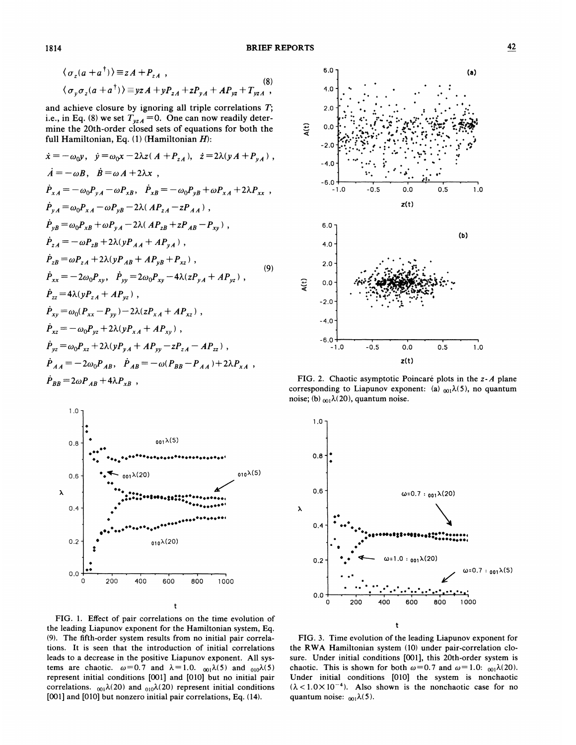$$\langle \sigma_z(a+a^\dagger)\rangle \equiv zA + P_{zA} ,$$
$$\langle \sigma_y \sigma_z (a+a^\dagger)\rangle \equiv yzA + yP_{zA} + zP_{yA} + AP_{yz} + T_{yzA} , \tag{8}$$

and achieve closure by ignoring all triple correlations $T$; i.e., in Eq. (8) we set $T_{yzA}=0$. One can now readily determine the 20th-order closed sets of equations for both the full Hamiltonian, Eq. (1) (Hamiltonian $H$):

$$
\begin{aligned}
&\dot{x} = -\omega_0 y, \quad \dot{y} = \omega_0 x - 2\lambda z(A + P_{zA}), \quad \dot{z} = 2\lambda(yA + P_{yA}) ,\\
&\dot{A} = -\omega B, \quad \dot{B} = \omega A + 2\lambda x ,\\
&\dot{P}_{xA} = -\omega_0 P_{yA} - \omega P_{xB}, \quad \dot{P}_{xB} = -\omega_0 P_{yB} + \omega P_{xA} + 2\lambda P_{xx} ,\\
&\dot{P}_{yA} = \omega_0 P_{xA} - \omega P_{yB} - 2\lambda(AP_{zA} - zP_{AA}) ,\\
&\dot{P}_{yB} = \omega_0 P_{xB} + \omega P_{yA} - 2\lambda(AP_{zB} + zP_{AB} - P_{xy}) ,\\
&\dot{P}_{zA} = -\omega P_{zB} + 2\lambda(yP_{AA} + AP_{yA}) ,\\
&\dot{P}_{zB} = \omega P_{zA} + 2\lambda(yP_{AB} + AP_{yB} + P_{xz}) ,\\
&\dot{P}_{xx} = -2\omega_0 P_{xy}, \quad \dot{P}_{yy} = 2\omega_0 P_{xy} - 4\lambda(zP_{yA} + AP_{yz}) ,\\
&\dot{P}_{zz} = 4\lambda(yP_{zA} + AP_{yz}) ,\\
&\dot{P}_{xy} = \omega_0(P_{xx} - P_{yy}) - 2\lambda(zP_{xA} + AP_{xz}) ,\\
&\dot{P}_{xz} = -\omega_0 P_{yz} + 2\lambda(yP_{xA} + AP_{xy}) ,\\
&\dot{P}_{yz} = \omega_0 P_{xz} + 2\lambda(yP_{yA} + AP_{yy} - zP_{zA} - AP_{zz}) ,\\
&\dot{P}_{AA} = -2\omega_0 P_{AB}, \quad \dot{P}_{AB} = -\omega(P_{BB} - P_{AA}) + 2\lambda P_{xA} ,\\
&\dot{P}_{BB} = 2\omega P_{AB} + 4\lambda P_{xB} ,
\end{aligned}
\tag{9}
$$

FIG. 1. Effect of pair correlations on the time evolution of the leading Liapunov exponent for the Hamiltonian system, Eq. (9). The fifth-order system results from no initial pair correlations. It is seen that the introduction of initial correlations leads to a decrease in the positive Liapunov exponent. All systems are chaotic. $\omega=0.7$ and $\lambda=1.0$. ${}_{001}\lambda(5)$ and ${}_{010}\lambda(5)$ represent initial conditions [001] and [010] but no initial pair correlations. ${}_{001}\lambda(20)$ and ${}_{010}\lambda(20)$ represent initial conditions [001] and [010] but nonzero initial pair correlations, Eq. (14).

FIG. 2. Chaotic asymptotic Poincaré plots in the $z$-$A$ plane corresponding to Liapunov exponent: (a) ${}_{001}\lambda(5)$, no quantum noise; (b) ${}_{001}\lambda(20)$, quantum noise.

FIG. 3. Time evolution of the leading Liapunov exponent for the RWA Hamiltonian system (10) under pair-correlation closure. Under initial conditions [001], this 20th-order system is chaotic. This is shown for both $\omega=0.7$ and $\omega=1.0$: ${}_{001}\lambda(20)$. Under initial conditions [010] the system is nonchaotic ($\lambda < 1.0\times10^{-4}$). Also shown is the nonchaotic case for no quantum noise: ${}_{001}\lambda(5)$.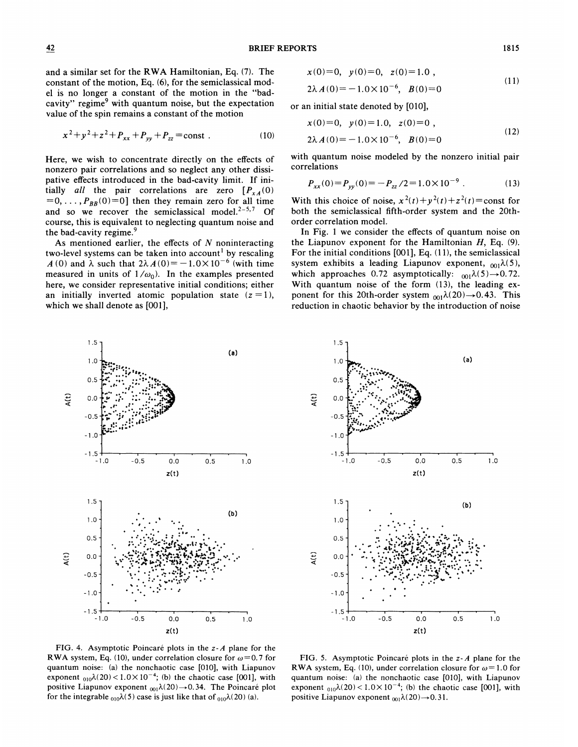and a similar set for the RWA Hamiltonian, Eq. (7). The constant of the motion, Eq. (6), for the semiclassical model is no longer a constant of the motion in the "bad-cavity" regime[9] with quantum noise, but the expectation value of the spin remains a constant of the motion

$$x^2+y^2+z^2+P_{xx}+P_{yy}+P_{zz}=\text{const} . \tag{10}$$

Here, we wish to concentrate directly on the effects of nonzero pair correlations and so neglect any other dissipative effects introduced in the bad-cavity limit. If initially *all* the pair correlations are zero $[P_{xA}(0)=0,\ldots,P_{BB}(0)=0]$ then they remain zero for all time and so we recover the semiclassical model.[2-5,7] Of course, this is equivalent to neglecting quantum noise and the bad-cavity regime.[9]

As mentioned earlier, the effects of $N$ noninteracting two-level systems can be taken into account[1] by rescaling $A(0)$ and $\lambda$ such that $2\lambda A(0)=-1.0\times10^{-6}$ (with time measured in units of $1/\omega_0$). In the examples presented here, we consider representative initial conditions; either an initially inverted atomic population state ($z=1$), which we shall denote as [001],

$$x(0)=0,\ y(0)=0,\ z(0)=1.0,$$
$$2\lambda A(0)=-1.0\times10^{-6},\ B(0)=0 \tag{11}$$

or an initial state denoted by [010],

$$x(0)=0,\ y(0)=1.0,\ z(0)=0,$$
$$2\lambda A(0)=-1.0\times10^{-6},\ B(0)=0 \tag{12}$$

with quantum noise modeled by the nonzero initial pair correlations

$$P_{xx}(0)=P_{yy}(0)=-P_{zz}/2=1.0\times10^{-9} . \tag{13}$$

With this choice of noise, $x^2(t)+y^2(t)+z^2(t)=\text{const}$ for both the semiclassical fifth-order system and the 20th-order correlation model.

In Fig. 1 we consider the effects of quantum noise on the Liapunov exponent for the Hamiltonian $H$, Eq. (9). For the initial conditions [001], Eq. (11), the semiclassical system exhibits a leading Liapunov exponent, ${}_{001}\lambda(5)$, which approaches 0.72 asymptotically: ${}_{001}\lambda(5)\rightarrow0.72$. With quantum noise of the form (13), the leading exponent for this 20th-order system ${}_{001}\lambda(20)\rightarrow0.43$. This reduction in chaotic behavior by the introduction of noise

FIG. 4. Asymptotic Poincaré plots in the $z$-$A$ plane for the RWA system, Eq. (10), under correlation closure for $\omega=0.7$ for quantum noise: (a) the nonchaotic case [010], with Liapunov exponent ${}_{010}\lambda(20)<1.0\times10^{-4}$; (b) the chaotic case [001], with positive Liapunov exponent ${}_{001}\lambda(20)\rightarrow0.34$. The Poincaré plot for the integrable ${}_{010}\lambda(5)$ case is just like that of ${}_{010}\lambda(20)$ (a).

FIG. 5. Asymptotic Poincaré plots in the $z$-$A$ plane for the RWA system, Eq. (10), under correlation closure for $\omega=1.0$ for quantum noise: (a) the nonchaotic case [010], with Liapunov exponent ${}_{010}\lambda(20)<1.0\times10^{-4}$; (b) the chaotic case [001], with positive Liapunov exponent ${}_{001}\lambda(20)\rightarrow0.31$.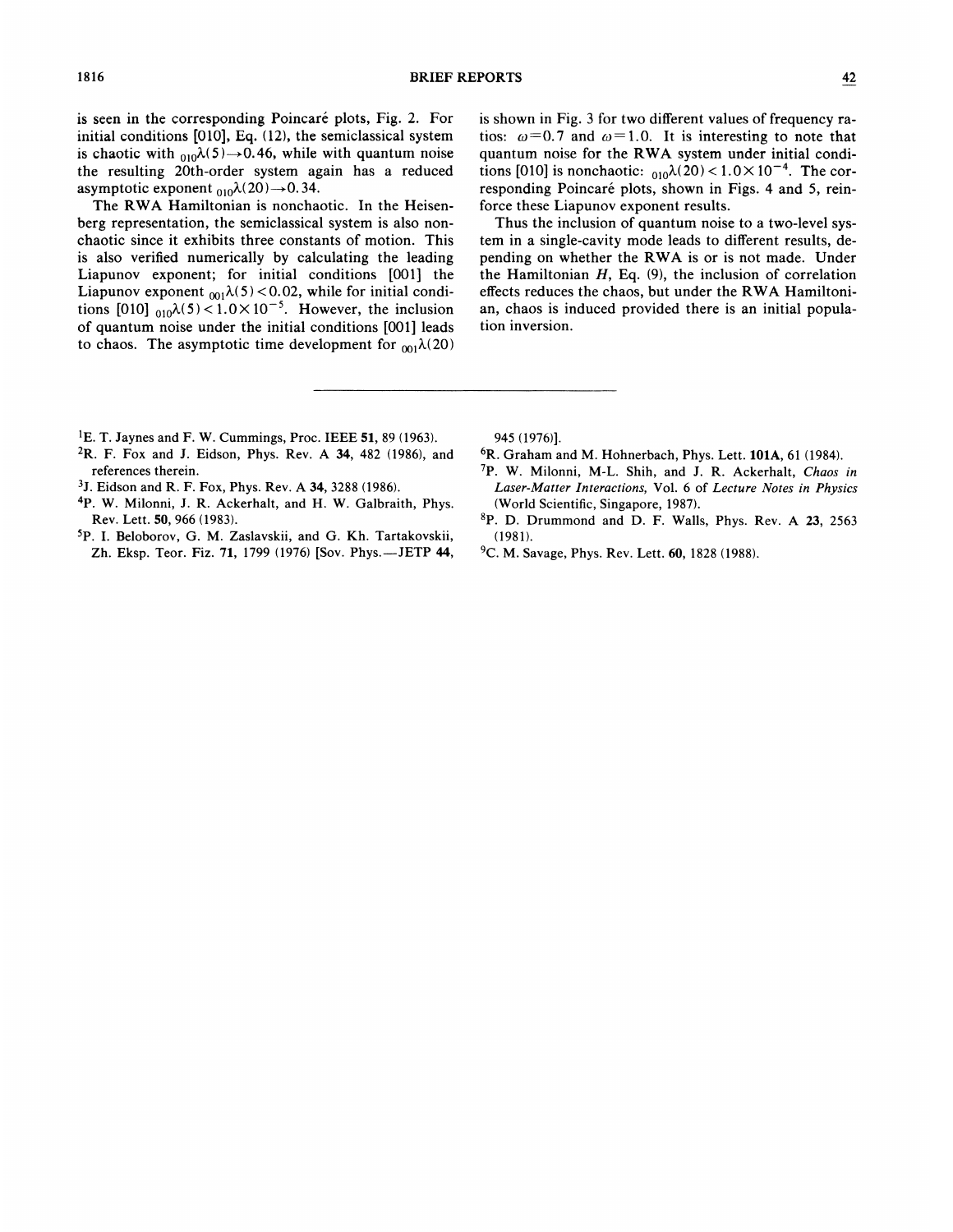is seen in the corresponding Poincaré plots, Fig. 2. For initial conditions [010], Eq. (12), the semiclassical system is chaotic with ${}_{010}\lambda(5) \rightarrow 0.46$, while with quantum noise the resulting 20th-order system again has a reduced asymptotic exponent ${}_{010}\lambda(20) \rightarrow 0.34$.

The RWA Hamiltonian is nonchaotic. In the Heisenberg representation, the semiclassical system is also nonchaotic since it exhibits three constants of motion. This is also verified numerically by calculating the leading Liapunov exponent; for initial conditions [001] the Liapunov exponent ${}_{001}\lambda(5) < 0.02$, while for initial conditions [010] ${}_{010}\lambda(5) < 1.0 \times 10^{-5}$. However, the inclusion of quantum noise under the initial conditions [001] leads to chaos. The asymptotic time development for ${}_{001}\lambda(20)$ is shown in Fig. 3 for two different values of frequency ratios: $\omega = 0.7$ and $\omega = 1.0$. It is interesting to note that quantum noise for the RWA system under initial conditions [010] is nonchaotic: ${}_{010}\lambda(20) < 1.0 \times 10^{-4}$. The corresponding Poincaré plots, shown in Figs. 4 and 5, reinforce these Liapunov exponent results.

Thus the inclusion of quantum noise to a two-level system in a single-cavity mode leads to different results, depending on whether the RWA is or is not made. Under the Hamiltonian $H$, Eq. (9), the inclusion of correlation effects reduces the chaos, but under the RWA Hamiltonian, chaos is induced provided there is an initial population inversion.

---

[1] E. T. Jaynes and F. W. Cummings, Proc. IEEE **51**, 89 (1963).

[2] R. F. Fox and J. Eidson, Phys. Rev. A **34**, 482 (1986), and references therein.

[3] J. Eidson and R. F. Fox, Phys. Rev. A **34**, 3288 (1986).

[4] P. W. Milonni, J. R. Ackerhalt, and H. W. Galbraith, Phys. Rev. Lett. **50**, 966 (1983).

[5] P. I. Beloborov, G. M. Zaslavskii, and G. Kh. Tartakovskii, Zh. Eksp. Teor. Fiz. **71**, 1799 (1976) [Sov. Phys.—JETP **44**, 945 (1976)].

[6] R. Graham and M. Hohnerbach, Phys. Lett. **101A**, 61 (1984).

[7] P. W. Milonni, M-L. Shih, and J. R. Ackerhalt, *Chaos in Laser-Matter Interactions*, Vol. 6 of *Lecture Notes in Physics* (World Scientific, Singapore, 1987).

[8] P. D. Drummond and D. F. Walls, Phys. Rev. A **23**, 2563 (1981).

[9] C. M. Savage, Phys. Rev. Lett. **60**, 1828 (1988).